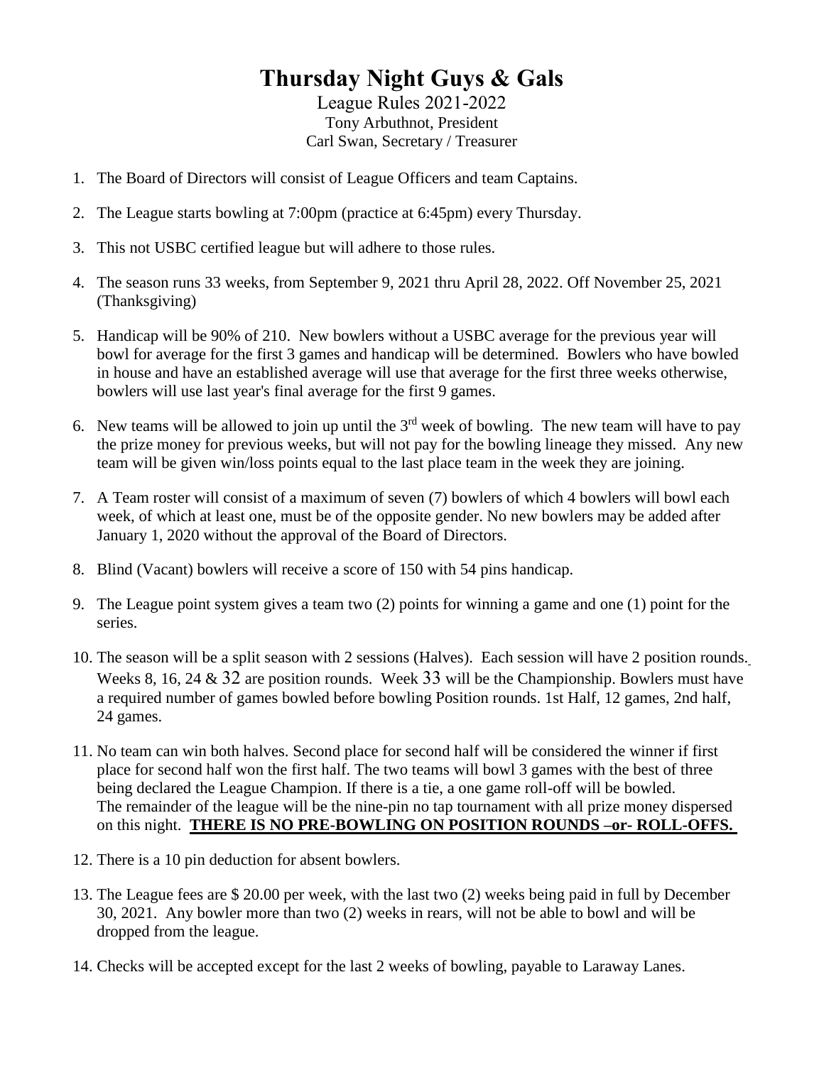# Thursday Night Guys & Gals

League Rules 2021-2022
Tony Arbuthnot, President
Carl Swan, Secretary / Treasurer

1. The Board of Directors will consist of League Officers and team Captains.

2. The League starts bowling at 7:00pm (practice at 6:45pm) every Thursday.

3. This not USBC certified league but will adhere to those rules.

4. The season runs 33 weeks, from September 9, 2021 thru April 28, 2022. Off November 25, 2021 (Thanksgiving)

5. Handicap will be 90% of 210. New bowlers without a USBC average for the previous year will bowl for average for the first 3 games and handicap will be determined. Bowlers who have bowled in house and have an established average will use that average for the first three weeks otherwise, bowlers will use last year's final average for the first 9 games.

6. New teams will be allowed to join up until the 3rd week of bowling. The new team will have to pay the prize money for previous weeks, but will not pay for the bowling lineage they missed. Any new team will be given win/loss points equal to the last place team in the week they are joining.

7. A Team roster will consist of a maximum of seven (7) bowlers of which 4 bowlers will bowl each week, of which at least one, must be of the opposite gender. No new bowlers may be added after January 1, 2020 without the approval of the Board of Directors.

8. Blind (Vacant) bowlers will receive a score of 150 with 54 pins handicap.

9. The League point system gives a team two (2) points for winning a game and one (1) point for the series.

10. The season will be a split season with 2 sessions (Halves). Each session will have 2 position rounds. Weeks 8, 16, 24 & 32 are position rounds. Week 33 will be the Championship. Bowlers must have a required number of games bowled before bowling Position rounds. 1st Half, 12 games, 2nd half, 24 games.

11. No team can win both halves. Second place for second half will be considered the winner if first place for second half won the first half. The two teams will bowl 3 games with the best of three being declared the League Champion. If there is a tie, a one game roll-off will be bowled. The remainder of the league will be the nine-pin no tap tournament with all prize money dispersed on this night. **THERE IS NO PRE-BOWLING ON POSITION ROUNDS –or- ROLL-OFFS.**

12. There is a 10 pin deduction for absent bowlers.

13. The League fees are $ 20.00 per week, with the last two (2) weeks being paid in full by December 30, 2021. Any bowler more than two (2) weeks in rears, will not be able to bowl and will be dropped from the league.

14. Checks will be accepted except for the last 2 weeks of bowling, payable to Laraway Lanes.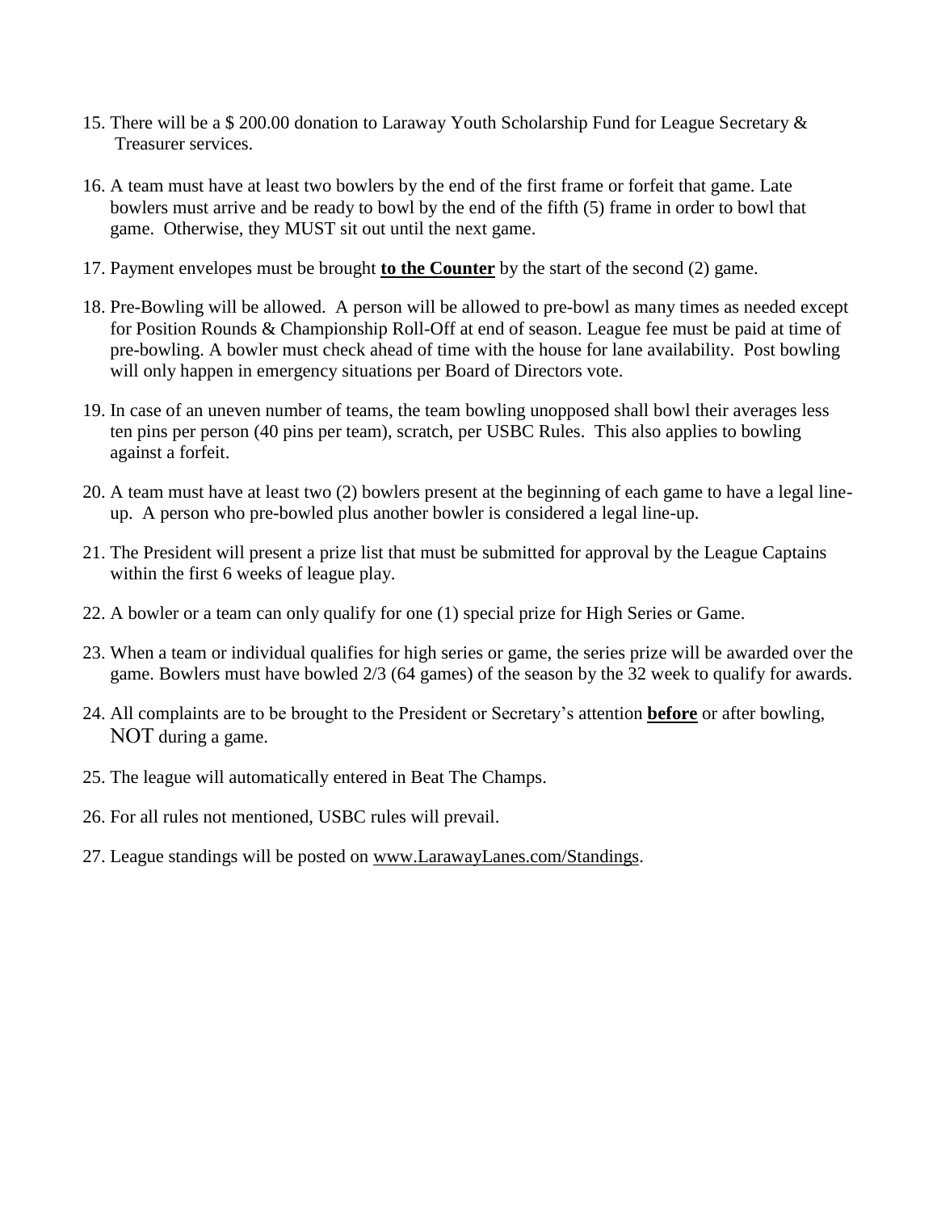15. There will be a $ 200.00 donation to Laraway Youth Scholarship Fund for League Secretary & Treasurer services.

16. A team must have at least two bowlers by the end of the first frame or forfeit that game. Late bowlers must arrive and be ready to bowl by the end of the fifth (5) frame in order to bowl that game. Otherwise, they MUST sit out until the next game.

17. Payment envelopes must be brought **to the Counter** by the start of the second (2) game.

18. Pre-Bowling will be allowed. A person will be allowed to pre-bowl as many times as needed except for Position Rounds & Championship Roll-Off at end of season. League fee must be paid at time of pre-bowling. A bowler must check ahead of time with the house for lane availability. Post bowling will only happen in emergency situations per Board of Directors vote.

19. In case of an uneven number of teams, the team bowling unopposed shall bowl their averages less ten pins per person (40 pins per team), scratch, per USBC Rules. This also applies to bowling against a forfeit.

20. A team must have at least two (2) bowlers present at the beginning of each game to have a legal line-up. A person who pre-bowled plus another bowler is considered a legal line-up.

21. The President will present a prize list that must be submitted for approval by the League Captains within the first 6 weeks of league play.

22. A bowler or a team can only qualify for one (1) special prize for High Series or Game.

23. When a team or individual qualifies for high series or game, the series prize will be awarded over the game. Bowlers must have bowled 2/3 (64 games) of the season by the 32 week to qualify for awards.

24. All complaints are to be brought to the President or Secretary's attention **before** or after bowling, NOT during a game.

25. The league will automatically entered in Beat The Champs.

26. For all rules not mentioned, USBC rules will prevail.

27. League standings will be posted on www.LarawayLanes.com/Standings.